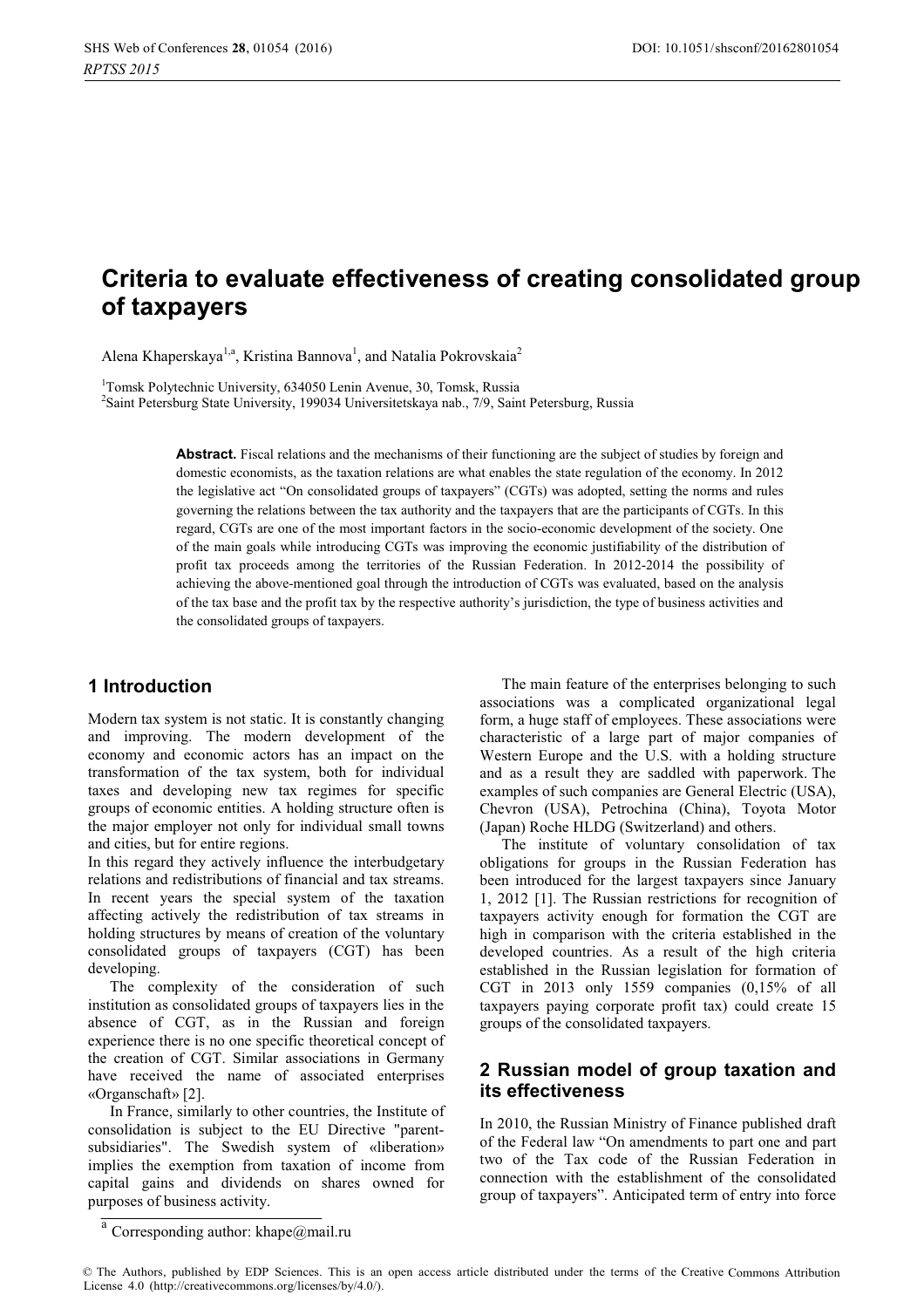# Criteria to evaluate effectiveness of creating consolidated group of taxpayers

Alena Khaperskaya[1,a], Kristina Bannova[1], and Natalia Pokrovskaia[2]

[1]Tomsk Polytechnic University, 634050 Lenin Avenue, 30, Tomsk, Russia
[2]Saint Petersburg State University, 199034 Universitetskaya nab., 7/9, Saint Petersburg, Russia

**Abstract.** Fiscal relations and the mechanisms of their functioning are the subject of studies by foreign and domestic economists, as the taxation relations are what enables the state regulation of the economy. In 2012 the legislative act "On consolidated groups of taxpayers" (CGTs) was adopted, setting the norms and rules governing the relations between the tax authority and the taxpayers that are the participants of CGTs. In this regard, CGTs are one of the most important factors in the socio-economic development of the society. One of the main goals while introducing CGTs was improving the economic justifiability of the distribution of profit tax proceeds among the territories of the Russian Federation. In 2012-2014 the possibility of achieving the above-mentioned goal through the introduction of CGTs was evaluated, based on the analysis of the tax base and the profit tax by the respective authority's jurisdiction, the type of business activities and the consolidated groups of taxpayers.

## 1 Introduction

Modern tax system is not static. It is constantly changing and improving. The modern development of the economy and economic actors has an impact on the transformation of the tax system, both for individual taxes and developing new tax regimes for specific groups of economic entities. A holding structure often is the major employer not only for individual small towns and cities, but for entire regions.

In this regard they actively influence the interbudgetary relations and redistributions of financial and tax streams. In recent years the special system of the taxation affecting actively the redistribution of tax streams in holding structures by means of creation of the voluntary consolidated groups of taxpayers (CGT) has been developing.

The complexity of the consideration of such institution as consolidated groups of taxpayers lies in the absence of CGT, as in the Russian and foreign experience there is no one specific theoretical concept of the creation of CGT. Similar associations in Germany have received the name of associated enterprises «Organschaft» [2].

In France, similarly to other countries, the Institute of consolidation is subject to the EU Directive "parent-subsidiaries". The Swedish system of «liberation» implies the exemption from taxation of income from capital gains and dividends on shares owned for purposes of business activity.

The main feature of the enterprises belonging to such associations was a complicated organizational legal form, a huge staff of employees. These associations were characteristic of a large part of major companies of Western Europe and the U.S. with a holding structure and as a result they are saddled with paperwork. The examples of such companies are General Electric (USA), Chevron (USA), Petrochina (China), Toyota Motor (Japan) Roche HLDG (Switzerland) and others.

The institute of voluntary consolidation of tax obligations for groups in the Russian Federation has been introduced for the largest taxpayers since January 1, 2012 [1]. The Russian restrictions for recognition of taxpayers activity enough for formation the CGT are high in comparison with the criteria established in the developed countries. As a result of the high criteria established in the Russian legislation for formation of CGT in 2013 only 1559 companies (0,15% of all taxpayers paying corporate profit tax) could create 15 groups of the consolidated taxpayers.

## 2 Russian model of group taxation and its effectiveness

In 2010, the Russian Ministry of Finance published draft of the Federal law "On amendments to part one and part two of the Tax code of the Russian Federation in connection with the establishment of the consolidated group of taxpayers". Anticipated term of entry into force

[a] Corresponding author: khape@mail.ru

© The Authors, published by EDP Sciences. This is an open access article distributed under the terms of the Creative Commons Attribution License 4.0 (http://creativecommons.org/licenses/by/4.0/).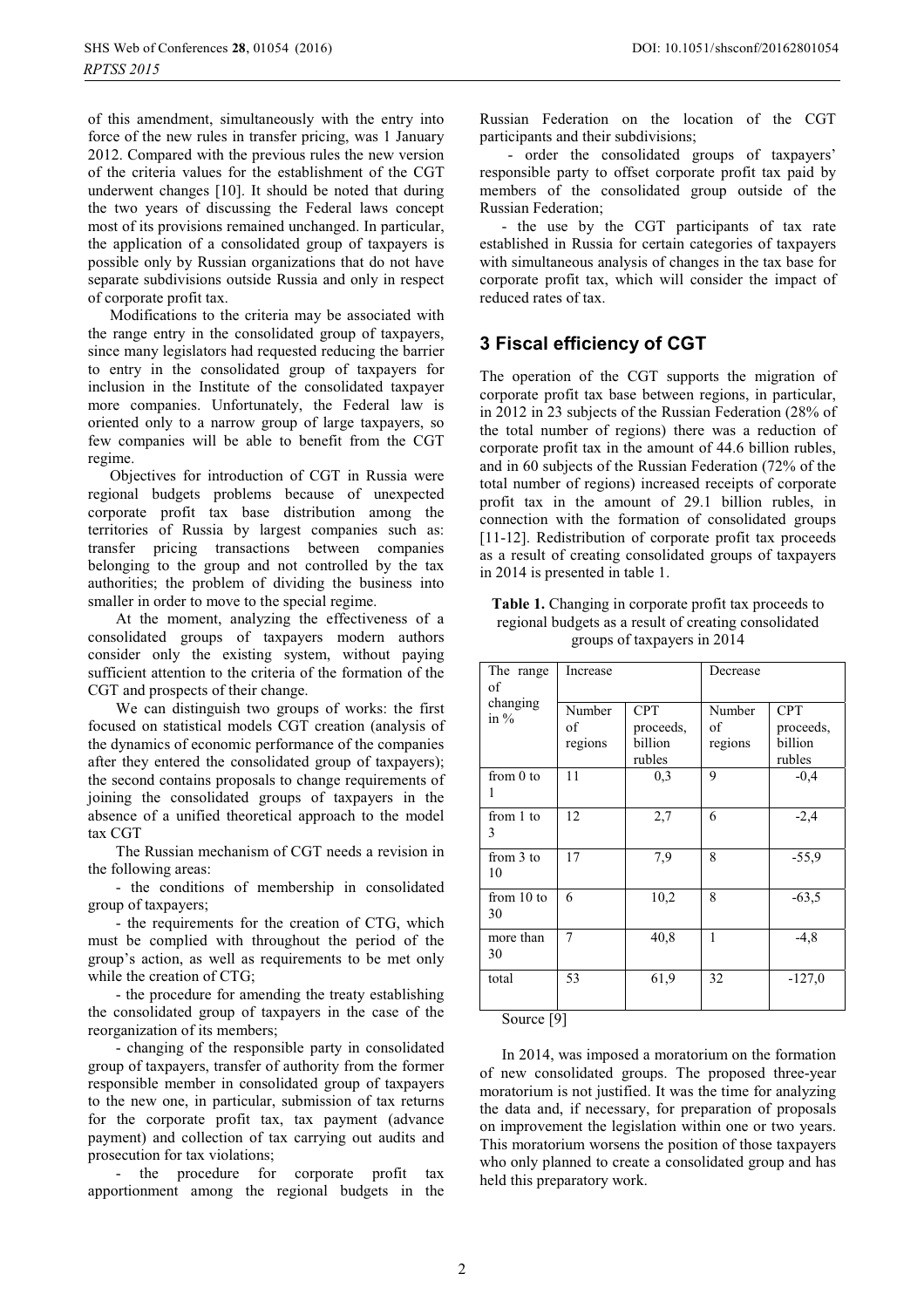of this amendment, simultaneously with the entry into force of the new rules in transfer pricing, was 1 January 2012. Compared with the previous rules the new version of the criteria values for the establishment of the CGT underwent changes [10]. It should be noted that during the two years of discussing the Federal laws concept most of its provisions remained unchanged. In particular, the application of a consolidated group of taxpayers is possible only by Russian organizations that do not have separate subdivisions outside Russia and only in respect of corporate profit tax.

Modifications to the criteria may be associated with the range entry in the consolidated group of taxpayers, since many legislators had requested reducing the barrier to entry in the consolidated group of taxpayers for inclusion in the Institute of the consolidated taxpayer more companies. Unfortunately, the Federal law is oriented only to a narrow group of large taxpayers, so few companies will be able to benefit from the CGT regime.

Objectives for introduction of CGT in Russia were regional budgets problems because of unexpected corporate profit tax base distribution among the territories of Russia by largest companies such as: transfer pricing transactions between companies belonging to the group and not controlled by the tax authorities; the problem of dividing the business into smaller in order to move to the special regime.

At the moment, analyzing the effectiveness of a consolidated groups of taxpayers modern authors consider only the existing system, without paying sufficient attention to the criteria of the formation of the CGT and prospects of their change.

We can distinguish two groups of works: the first focused on statistical models CGT creation (analysis of the dynamics of economic performance of the companies after they entered the consolidated group of taxpayers); the second contains proposals to change requirements of joining the consolidated groups of taxpayers in the absence of a unified theoretical approach to the model tax CGT

The Russian mechanism of CGT needs a revision in the following areas:

- the conditions of membership in consolidated group of taxpayers;
- the requirements for the creation of CTG, which must be complied with throughout the period of the group's action, as well as requirements to be met only while the creation of CTG;
- the procedure for amending the treaty establishing the consolidated group of taxpayers in the case of the reorganization of its members;
- changing of the responsible party in consolidated group of taxpayers, transfer of authority from the former responsible member in consolidated group of taxpayers to the new one, in particular, submission of tax returns for the corporate profit tax, tax payment (advance payment) and collection of tax carrying out audits and prosecution for tax violations;
- the procedure for corporate profit tax apportionment among the regional budgets in the Russian Federation on the location of the CGT participants and their subdivisions;
- order the consolidated groups of taxpayers' responsible party to offset corporate profit tax paid by members of the consolidated group outside of the Russian Federation;
- the use by the CGT participants of tax rate established in Russia for certain categories of taxpayers with simultaneous analysis of changes in the tax base for corporate profit tax, which will consider the impact of reduced rates of tax.

## 3 Fiscal efficiency of CGT

The operation of the CGT supports the migration of corporate profit tax base between regions, in particular, in 2012 in 23 subjects of the Russian Federation (28% of the total number of regions) there was a reduction of corporate profit tax in the amount of 44.6 billion rubles, and in 60 subjects of the Russian Federation (72% of the total number of regions) increased receipts of corporate profit tax in the amount of 29.1 billion rubles, in connection with the formation of consolidated groups [11-12]. Redistribution of corporate profit tax proceeds as a result of creating consolidated groups of taxpayers in 2014 is presented in table 1.

**Table 1.** Changing in corporate profit tax proceeds to regional budgets as a result of creating consolidated groups of taxpayers in 2014

| The range of changing in % | Increase | | Decrease | |
|---|---|---|---|---|
| | Number of regions | CPT proceeds, billion rubles | Number of regions | CPT proceeds, billion rubles |
| from 0 to 1 | 11 | 0,3 | 9 | -0,4 |
| from 1 to 3 | 12 | 2,7 | 6 | -2,4 |
| from 3 to 10 | 17 | 7,9 | 8 | -55,9 |
| from 10 to 30 | 6 | 10,2 | 8 | -63,5 |
| more than 30 | 7 | 40,8 | 1 | -4,8 |
| total | 53 | 61,9 | 32 | -127,0 |

Source [9]

In 2014, was imposed a moratorium on the formation of new consolidated groups. The proposed three-year moratorium is not justified. It was the time for analyzing the data and, if necessary, for preparation of proposals on improvement the legislation within one or two years. This moratorium worsens the position of those taxpayers who only planned to create a consolidated group and has held this preparatory work.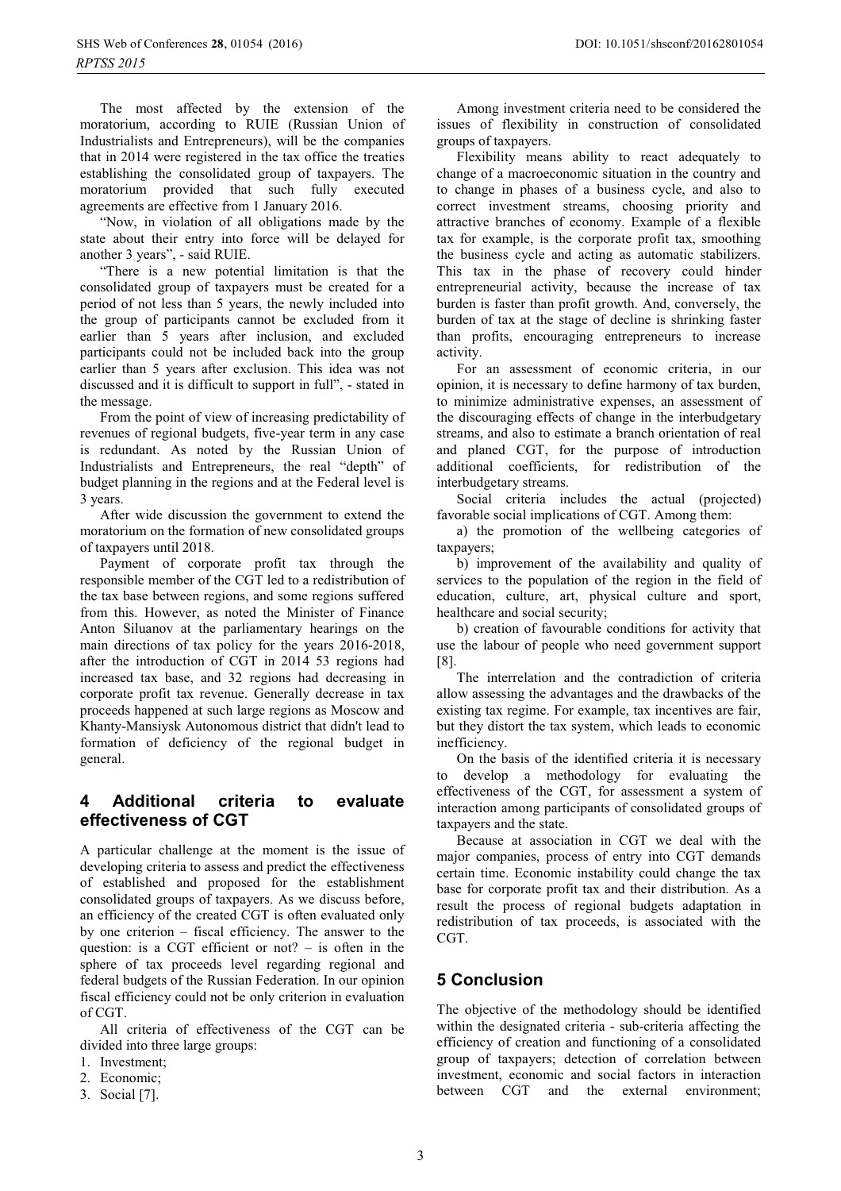The most affected by the extension of the moratorium, according to RUIE (Russian Union of Industrialists and Entrepreneurs), will be the companies that in 2014 were registered in the tax office the treaties establishing the consolidated group of taxpayers. The moratorium provided that such fully executed agreements are effective from 1 January 2016.

"Now, in violation of all obligations made by the state about their entry into force will be delayed for another 3 years", - said RUIE.

"There is a new potential limitation is that the consolidated group of taxpayers must be created for a period of not less than 5 years, the newly included into the group of participants cannot be excluded from it earlier than 5 years after inclusion, and excluded participants could not be included back into the group earlier than 5 years after exclusion. This idea was not discussed and it is difficult to support in full", - stated in the message.

From the point of view of increasing predictability of revenues of regional budgets, five-year term in any case is redundant. As noted by the Russian Union of Industrialists and Entrepreneurs, the real "depth" of budget planning in the regions and at the Federal level is 3 years.

After wide discussion the government to extend the moratorium on the formation of new consolidated groups of taxpayers until 2018.

Payment of corporate profit tax through the responsible member of the CGT led to a redistribution of the tax base between regions, and some regions suffered from this. However, as noted the Minister of Finance Anton Siluanov at the parliamentary hearings on the main directions of tax policy for the years 2016-2018, after the introduction of CGT in 2014 53 regions had increased tax base, and 32 regions had decreasing in corporate profit tax revenue. Generally decrease in tax proceeds happened at such large regions as Moscow and Khanty-Mansiysk Autonomous district that didn't lead to formation of deficiency of the regional budget in general.

## 4 Additional criteria to evaluate effectiveness of CGT

A particular challenge at the moment is the issue of developing criteria to assess and predict the effectiveness of established and proposed for the establishment consolidated groups of taxpayers. As we discuss before, an efficiency of the created CGT is often evaluated only by one criterion – fiscal efficiency. The answer to the question: is a CGT efficient or not? – is often in the sphere of tax proceeds level regarding regional and federal budgets of the Russian Federation. In our opinion fiscal efficiency could not be only criterion in evaluation of CGT.

All criteria of effectiveness of the CGT can be divided into three large groups:

1. Investment;
2. Economic;
3. Social [7].

Among investment criteria need to be considered the issues of flexibility in construction of consolidated groups of taxpayers.

Flexibility means ability to react adequately to change of a macroeconomic situation in the country and to change in phases of a business cycle, and also to correct investment streams, choosing priority and attractive branches of economy. Example of a flexible tax for example, is the corporate profit tax, smoothing the business cycle and acting as automatic stabilizers. This tax in the phase of recovery could hinder entrepreneurial activity, because the increase of tax burden is faster than profit growth. And, conversely, the burden of tax at the stage of decline is shrinking faster than profits, encouraging entrepreneurs to increase activity.

For an assessment of economic criteria, in our opinion, it is necessary to define harmony of tax burden, to minimize administrative expenses, an assessment of the discouraging effects of change in the interbudgetary streams, and also to estimate a branch orientation of real and planed CGT, for the purpose of introduction additional coefficients, for redistribution of the interbudgetary streams.

Social criteria includes the actual (projected) favorable social implications of CGT. Among them:

a) the promotion of the wellbeing categories of taxpayers;

b) improvement of the availability and quality of services to the population of the region in the field of education, culture, art, physical culture and sport, healthcare and social security;

b) creation of favourable conditions for activity that use the labour of people who need government support [8].

The interrelation and the contradiction of criteria allow assessing the advantages and the drawbacks of the existing tax regime. For example, tax incentives are fair, but they distort the tax system, which leads to economic inefficiency.

On the basis of the identified criteria it is necessary to develop a methodology for evaluating the effectiveness of the CGT, for assessment a system of interaction among participants of consolidated groups of taxpayers and the state.

Because at association in CGT we deal with the major companies, process of entry into CGT demands certain time. Economic instability could change the tax base for corporate profit tax and their distribution. As a result the process of regional budgets adaptation in redistribution of tax proceeds, is associated with the CGT.

## 5 Conclusion

The objective of the methodology should be identified within the designated criteria - sub-criteria affecting the efficiency of creation and functioning of a consolidated group of taxpayers; detection of correlation between investment, economic and social factors in interaction between CGT and the external environment;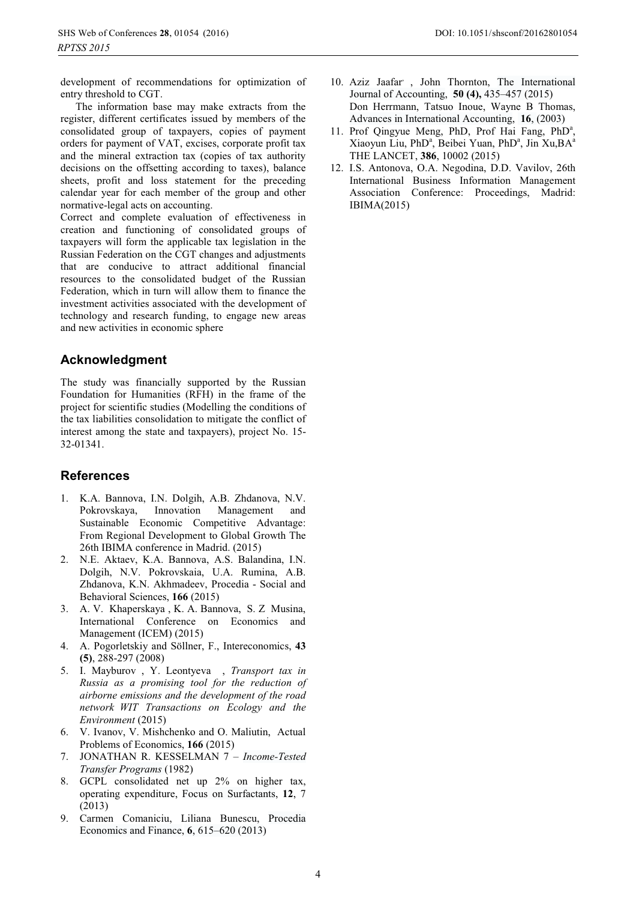development of recommendations for optimization of entry threshold to CGT.

The information base may make extracts from the register, different certificates issued by members of the consolidated group of taxpayers, copies of payment orders for payment of VAT, excises, corporate profit tax and the mineral extraction tax (copies of tax authority decisions on the offsetting according to taxes), balance sheets, profit and loss statement for the preceding calendar year for each member of the group and other normative-legal acts on accounting.

Correct and complete evaluation of effectiveness in creation and functioning of consolidated groups of taxpayers will form the applicable tax legislation in the Russian Federation on the CGT changes and adjustments that are conducive to attract additional financial resources to the consolidated budget of the Russian Federation, which in turn will allow them to finance the investment activities associated with the development of technology and research funding, to engage new areas and new activities in economic sphere

## Acknowledgment

The study was financially supported by the Russian Foundation for Humanities (RFH) in the frame of the project for scientific studies (Modelling the conditions of the tax liabilities consolidation to mitigate the conflict of interest among the state and taxpayers), project No. 15-32-01341.

## References

1. K.A. Bannova, I.N. Dolgih, A.B. Zhdanova, N.V. Pokrovskaya, Innovation Management and Sustainable Economic Competitive Advantage: From Regional Development to Global Growth The 26th IBIMA conference in Madrid. (2015)
2. N.E. Aktaev, K.A. Bannova, A.S. Balandina, I.N. Dolgih, N.V. Pokrovskaia, U.A. Rumina, A.B. Zhdanova, K.N. Akhmadeev, Procedia - Social and Behavioral Sciences, **166** (2015)
3. A. V. Khaperskaya , K. A. Bannova, S. Z Musina, International Conference on Economics and Management (ICEM) (2015)
4. A. Pogorletskiy and Söllner, F., Intereconomics, **43 (5)**, 288-297 (2008)
5. I. Mayburov , Y. Leontyeva , *Transport tax in Russia as a promising tool for the reduction of airborne emissions and the development of the road network WIT Transactions on Ecology and the Environment* (2015)
6. V. Ivanov, V. Mishchenko and O. Maliutin, Actual Problems of Economics, **166** (2015)
7. JONATHAN R. KESSELMAN 7 – *Income-Tested Transfer Programs* (1982)
8. GCPL consolidated net up 2% on higher tax, operating expenditure, Focus on Surfactants, **12**, 7 (2013)
9. Carmen Comaniciu, Liliana Bunescu, Procedia Economics and Finance, **6**, 615–620 (2013)
10. Aziz Jaafar , John Thornton, The International Journal of Accounting, **50 (4),** 435–457 (2015)
    Don Herrmann, Tatsuo Inoue, Wayne B Thomas, Advances in International Accounting, **16**, (2003)
11. Prof Qingyue Meng, PhD, Prof Hai Fang, PhD[a], Xiaoyun Liu, PhD[a], Beibei Yuan, PhD[a], Jin Xu,BA[a] THE LANCET, **386**, 10002 (2015)
12. I.S. Antonova, O.A. Negodina, D.D. Vavilov, 26th International Business Information Management Association Conference: Proceedings, Madrid: IBIMA(2015)